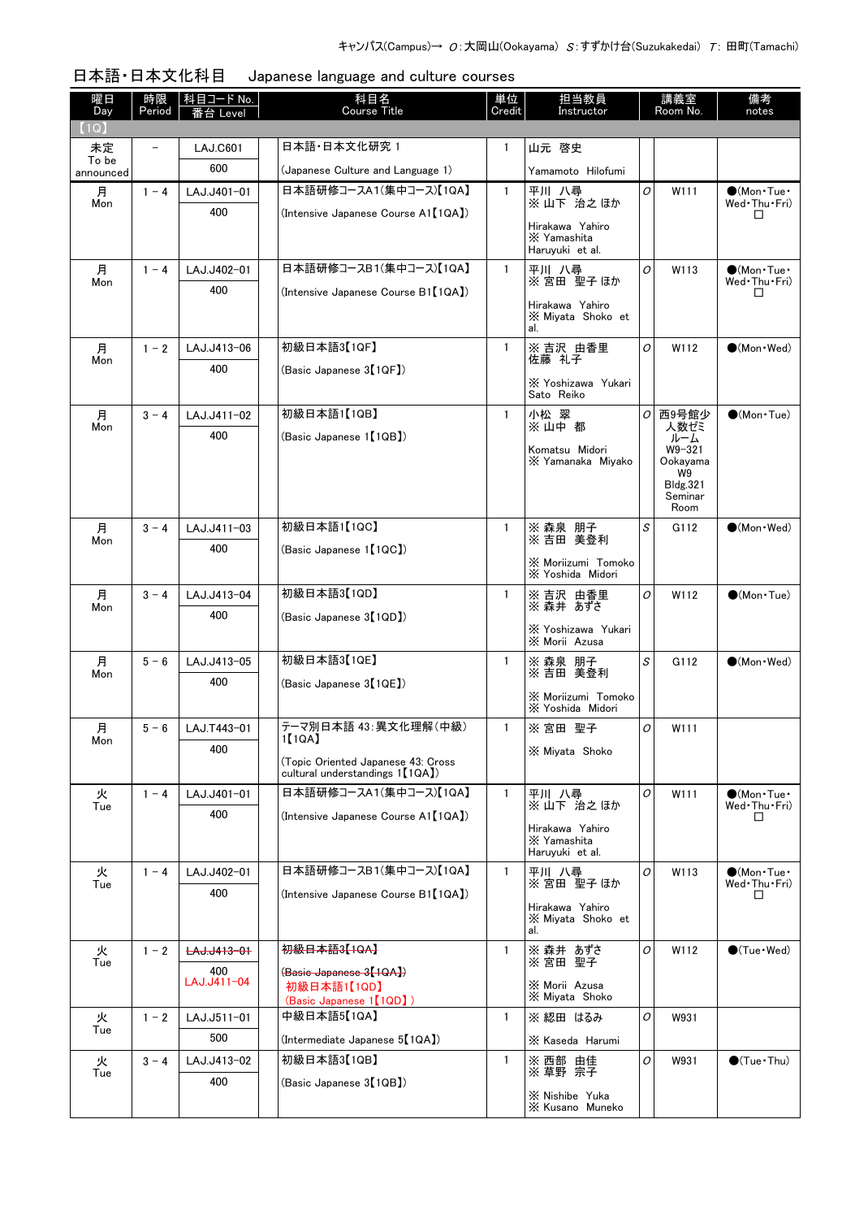キャンパス(Campus)→ O:大岡山(Ookayama) S:すずかけ台(Suzukakedai) T: 田町(Tamachi)

## 日本語・日本文化科目　Japanese language and culture courses

| 曜日 Day | 時限 Period | 科目コード No. / 番台 Level | | 科目名 Course Title | 単位 Credit | 担当教員 Instructor | | 講義室 Room No. | 備考 notes |
|---|---|---|---|---|---|---|---|---|---|
| 【1Q】 | | | | | | | | | |
| 未定 To be announced | － | LAJ.C601 / 600 | | 日本語・日本文化研究 1 (Japanese Culture and Language 1) | 1 | 山元 啓史 Yamamoto Hilofumi | | | |
| 月 Mon | 1－4 | LAJ.J401-01 / 400 | | 日本語研修コースA1(集中コース)【1QA】 (Intensive Japanese Course A1【1QA】) | 1 | 平川 八尋 ※ 山下 治之 ほか Hirakawa Yahiro ※ Yamashita Haruyuki et al. | O | W111 | ●(Mon・Tue・Wed・Thu・Fri) □ |
| 月 Mon | 1－4 | LAJ.J402-01 / 400 | | 日本語研修コースB1(集中コース)【1QA】 (Intensive Japanese Course B1【1QA】) | 1 | 平川 八尋 ※ 宮田 聖子 ほか Hirakawa Yahiro ※ Miyata Shoko et al. | O | W113 | ●(Mon・Tue・Wed・Thu・Fri) □ |
| 月 Mon | 1－2 | LAJ.J413-06 / 400 | | 初級日本語3【1QF】 (Basic Japanese 3【1QF】) | 1 | ※ 吉沢 由香里 佐藤 礼子 ※ Yoshizawa Yukari Sato Reiko | O | W112 | ●(Mon・Wed) |
| 月 Mon | 3－4 | LAJ.J411-02 / 400 | | 初級日本語1【1QB】 (Basic Japanese 1【1QB】) | 1 | 小松 翠 ※ 山中 都 Komatsu Midori ※ Yamanaka Miyako | O | 西9号館少人数ゼミルーム W9-321 Ookayama W9 Bldg.321 Seminar Room | ●(Mon・Tue) |
| 月 Mon | 3－4 | LAJ.J411-03 / 400 | | 初級日本語1【1QC】 (Basic Japanese 1【1QC】) | 1 | ※ 森泉 朋子 ※ 吉田 美登利 ※ Moriizumi Tomoko ※ Yoshida Midori | S | G112 | ●(Mon・Wed) |
| 月 Mon | 3－4 | LAJ.J413-04 / 400 | | 初級日本語3【1QD】 (Basic Japanese 3【1QD】) | 1 | ※ 吉沢 由香里 ※ 森井 あずさ ※ Yoshizawa Yukari ※ Morii Azusa | O | W112 | ●(Mon・Tue) |
| 月 Mon | 5－6 | LAJ.J413-05 / 400 | | 初級日本語3【1QE】 (Basic Japanese 3【1QE】) | 1 | ※ 森泉 朋子 ※ 吉田 美登利 ※ Moriizumi Tomoko ※ Yoshida Midori | S | G112 | ●(Mon・Wed) |
| 月 Mon | 5－6 | LAJ.T443-01 / 400 | | テーマ別日本語 43:異文化理解(中級)1【1QA】 (Topic Oriented Japanese 43: Cross cultural understandings 1【1QA】) | 1 | ※ 宮田 聖子 ※ Miyata Shoko | O | W111 | |
| 火 Tue | 1－4 | LAJ.J401-01 / 400 | | 日本語研修コースA1(集中コース)【1QA】 (Intensive Japanese Course A1【1QA】) | 1 | 平川 八尋 ※ 山下 治之 ほか Hirakawa Yahiro ※ Yamashita Haruyuki et al. | O | W111 | ●(Mon・Tue・Wed・Thu・Fri) □ |
| 火 Tue | 1－4 | LAJ.J402-01 / 400 | | 日本語研修コースB1(集中コース)【1QA】 (Intensive Japanese Course B1【1QA】) | 1 | 平川 八尋 ※ 宮田 聖子 ほか Hirakawa Yahiro ※ Miyata Shoko et al. | O | W113 | ●(Mon・Tue・Wed・Thu・Fri) □ |
| 火 Tue | 1－2 | ~~LAJ.J413-01~~ LAJ.J411-04 / 400 | | ~~初級日本語3【1QA】 (Basic Japanese 3【1QA】)~~ 初級日本語1【1QD】 (Basic Japanese 1【1QD】) | 1 | ※ 森井 あずさ ※ 宮田 聖子 ※ Morii Azusa ※ Miyata Shoko | O | W112 | ●(Tue・Wed) |
| 火 Tue | 1－2 | LAJ.J511-01 / 500 | | 中級日本語5【1QA】 (Intermediate Japanese 5【1QA】) | 1 | ※ 綛田 はるみ ※ Kaseda Harumi | O | W931 | |
| 火 Tue | 3－4 | LAJ.J413-02 / 400 | | 初級日本語3【1QB】 (Basic Japanese 3【1QB】) | 1 | ※ 西部 由佳 ※ 草野 宗子 ※ Nishibe Yuka ※ Kusano Muneko | O | W931 | ●(Tue・Thu) |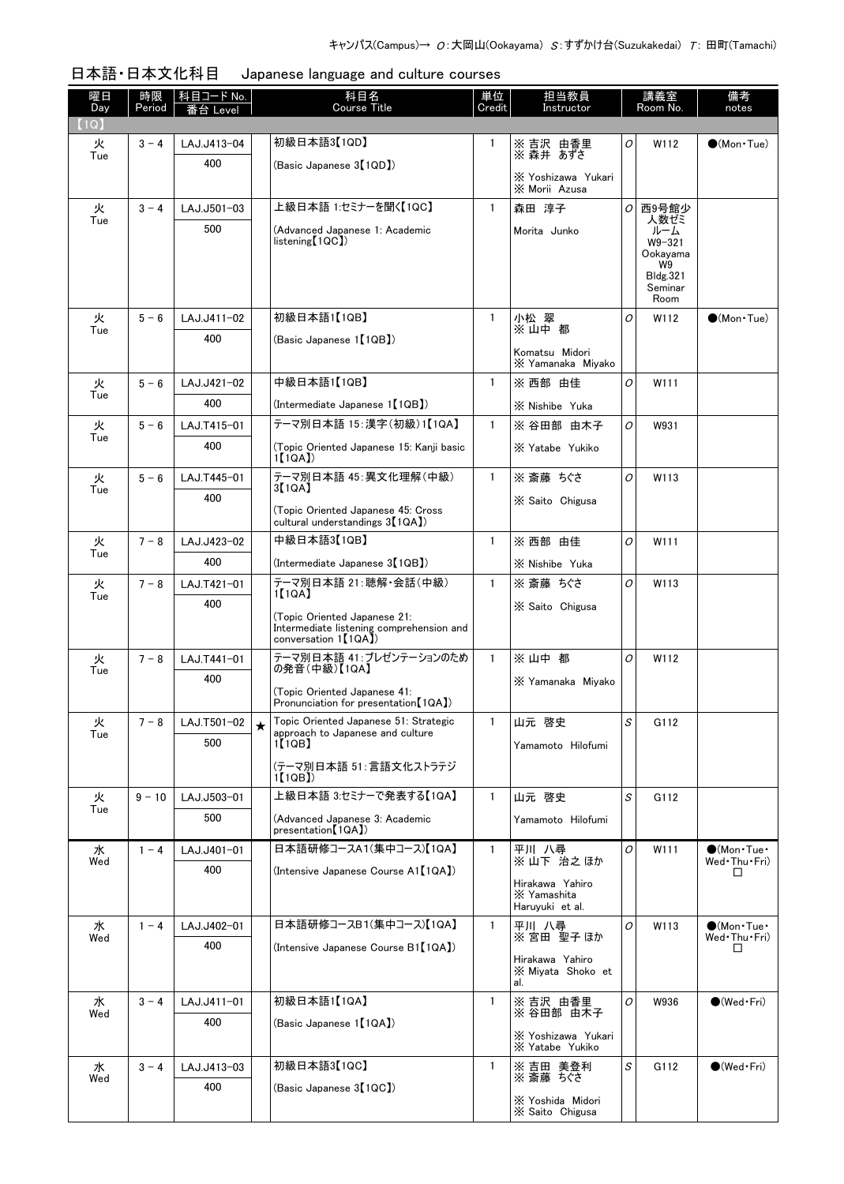キャンパス(Campus)→ O：大岡山(Ookayama) S：すずかけ台(Suzukakedai) T：田町(Tamachi)

## 日本語・日本文化科目　Japanese language and culture courses

| 曜日 Day | 時限 Period | 科目コード No. 番台 Level | | 科目名 Course Title | 単位 Credit | 担当教員 Instructor | | 講義室 Room No. | 備考 notes |
|---|---|---|---|---|---|---|---|---|---|
| 【1Q】 | | | | | | | | | |
| 火 Tue | 3 - 4 | LAJ.J413-04 400 | | 初級日本語3【1QD】 (Basic Japanese 3【1QD】) | 1 | ※ 吉沢 由香里 ※ 森井 あずさ ※ Yoshizawa Yukari ※ Morii Azusa | O | W112 | ●(Mon・Tue) |
| 火 Tue | 3 - 4 | LAJ.J501-03 500 | | 上級日本語 1:セミナーを聞く【1QC】 (Advanced Japanese 1: Academic listening【1QC】) | 1 | 森田 淳子 Morita Junko | O | 西9号館少人数ゼミルーム W9-321 Ookayama W9 Bldg.321 Seminar Room | |
| 火 Tue | 5 - 6 | LAJ.J411-02 400 | | 初級日本語1【1QB】 (Basic Japanese 1【1QB】) | 1 | 小松 翠 ※ 山中 都 Komatsu Midori ※ Yamanaka Miyako | O | W112 | ●(Mon・Tue) |
| 火 Tue | 5 - 6 | LAJ.J421-02 400 | | 中級日本語1【1QB】 (Intermediate Japanese 1【1QB】) | 1 | ※ 西部 由佳 ※ Nishibe Yuka | O | W111 | |
| 火 Tue | 5 - 6 | LAJ.T415-01 400 | | テーマ別日本語 15:漢字(初級)1【1QA】 (Topic Oriented Japanese 15: Kanji basic 1【1QA】) | 1 | ※ 谷田部 由木子 ※ Yatabe Yukiko | O | W931 | |
| 火 Tue | 5 - 6 | LAJ.T445-01 400 | | テーマ別日本語 45:異文化理解(中級)3【1QA】 (Topic Oriented Japanese 45: Cross cultural understandings 3【1QA】) | 1 | ※ 斎藤 ちぐさ ※ Saito Chigusa | O | W113 | |
| 火 Tue | 7 - 8 | LAJ.J423-02 400 | | 中級日本語3【1QB】 (Intermediate Japanese 3【1QB】) | 1 | ※ 西部 由佳 ※ Nishibe Yuka | O | W111 | |
| 火 Tue | 7 - 8 | LAJ.T421-01 400 | | テーマ別日本語 21:聴解・会話(中級)1【1QA】 (Topic Oriented Japanese 21: Intermediate listening comprehension and conversation 1【1QA】) | 1 | ※ 斎藤 ちぐさ ※ Saito Chigusa | O | W113 | |
| 火 Tue | 7 - 8 | LAJ.T441-01 400 | | テーマ別日本語 41:プレゼンテーションのための発音(中級)【1QA】 (Topic Oriented Japanese 41: Pronunciation for presentation【1QA】) | 1 | ※ 山中 都 ※ Yamanaka Miyako | O | W112 | |
| 火 Tue | 7 - 8 | LAJ.T501-02 500 | ★ | Topic Oriented Japanese 51: Strategic approach to Japanese and culture 1【1QB】 (テーマ別日本語 51:言語文化ストラテジ1【1QB】) | 1 | 山元 啓史 Yamamoto Hilofumi | S | G112 | |
| 火 Tue | 9 - 10 | LAJ.J503-01 500 | | 上級日本語 3:セミナーで発表する【1QA】 (Advanced Japanese 3: Academic presentation【1QA】) | 1 | 山元 啓史 Yamamoto Hilofumi | S | G112 | |
| 水 Wed | 1 - 4 | LAJ.J401-01 400 | | 日本語研修コースA1(集中コース)【1QA】 (Intensive Japanese Course A1【1QA】) | 1 | 平川 八尋 ※ 山下 治之 ほか Hirakawa Yahiro ※ Yamashita Haruyuki et al. | O | W111 | ●(Mon・Tue・Wed・Thu・Fri) □ |
| 水 Wed | 1 - 4 | LAJ.J402-01 400 | | 日本語研修コースB1(集中コース)【1QA】 (Intensive Japanese Course B1【1QA】) | 1 | 平川 八尋 ※ 宮田 聖子 ほか Hirakawa Yahiro ※ Miyata Shoko et al. | O | W113 | ●(Mon・Tue・Wed・Thu・Fri) □ |
| 水 Wed | 3 - 4 | LAJ.J411-01 400 | | 初級日本語1【1QA】 (Basic Japanese 1【1QA】) | 1 | ※ 吉沢 由香里 ※ 谷田部 由木子 ※ Yoshizawa Yukari ※ Yatabe Yukiko | O | W936 | ●(Wed・Fri) |
| 水 Wed | 3 - 4 | LAJ.J413-03 400 | | 初級日本語3【1QC】 (Basic Japanese 3【1QC】) | 1 | ※ 吉田 美登利 ※ 斎藤 ちぐさ ※ Yoshida Midori ※ Saito Chigusa | S | G112 | ●(Wed・Fri) |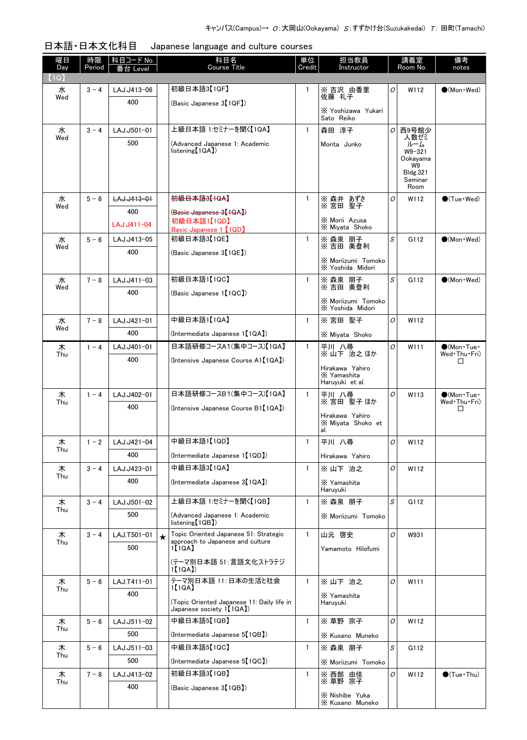キャンパス(Campus)→ O:大岡山(Ookayama) S:すずかけ台(Suzukakedai) T: 田町(Tamachi)

## 日本語・日本文化科目　Japanese language and culture courses

| 曜日 Day | 時限 Period | 科目コード No. 番台 Level | | 科目名 Course Title | 単位 Credit | 担当教員 Instructor | | 講義室 Room No. | 備考 notes |
|---|---|---|---|---|---|---|---|---|---|
| 【1Q】 | | | | | | | | | |
| 水 Wed | 3 - 4 | LAJ.J413-06<br>400 | | 初級日本語3【1QF】<br>(Basic Japanese 3【1QF】) | 1 | ※ 吉沢 由香里<br>佐藤 礼子<br>※ Yoshizawa Yukari<br>Sato Reiko | O | W112 | ●(Mon・Wed) |
| 水 Wed | 3 - 4 | LAJ.J501-01<br>500 | | 上級日本語 1:セミナーを聞く【1QA】<br>(Advanced Japanese 1: Academic listening【1QA】) | 1 | 森田 淳子<br>Morita Junko | O | 西9号館少人数ゼミルーム W9-321 Ookayama W9 Bldg.321 Seminar Room | |
| 水 Wed | 5 - 6 | ~~LAJ.J413-01~~<br>400<br>LAJ.J411-04 | | ~~初級日本語3【1QA】~~<br>~~(Basic Japanese 3【1QA】)~~<br>初級日本語1【1QD】<br>Basic Japanese 1【1QD】 | 1 | ※ 森井 あずさ<br>※ 宮田 聖子<br>※ Morii Azusa<br>※ Miyata Shoko | O | W112 | ●(Tue・Wed) |
| 水 Wed | 5 - 6 | LAJ.J413-05<br>400 | | 初級日本語3【1QE】<br>(Basic Japanese 3【1QE】) | 1 | ※ 森泉 朋子<br>※ 吉田 美登利<br>※ Moriizumi Tomoko<br>※ Yoshida Midori | S | G112 | ●(Mon・Wed) |
| 水 Wed | 7 - 8 | LAJ.J411-03<br>400 | | 初級日本語1【1QC】<br>(Basic Japanese 1【1QC】) | 1 | ※ 森泉 朋子<br>※ 吉田 美登利<br>※ Moriizumi Tomoko<br>※ Yoshida Midori | S | G112 | ●(Mon・Wed) |
| 水 Wed | 7 - 8 | LAJ.J421-01<br>400 | | 中級日本語1【1QA】<br>(Intermediate Japanese 1【1QA】) | 1 | ※ 宮田 聖子<br>※ Miyata Shoko | O | W112 | |
| 木 Thu | 1 - 4 | LAJ.J401-01<br>400 | | 日本語研修コースA1(集中コース)【1QA】<br>(Intensive Japanese Course A1【1QA】) | 1 | 平川 八尋<br>※ 山下 治之 ほか<br>Hirakawa Yahiro<br>※ Yamashita Haruyuki et al. | O | W111 | ●(Mon・Tue・Wed・Thu・Fri)<br>□ |
| 木 Thu | 1 - 4 | LAJ.J402-01<br>400 | | 日本語研修コースB1(集中コース)【1QA】<br>(Intensive Japanese Course B1【1QA】) | 1 | 平川 八尋<br>※ 宮田 聖子 ほか<br>Hirakawa Yahiro<br>※ Miyata Shoko et al. | O | W113 | ●(Mon・Tue・Wed・Thu・Fri)<br>□ |
| 木 Thu | 1 - 2 | LAJ.J421-04<br>400 | | 中級日本語1【1QD】<br>(Intermediate Japanese 1【1QD】) | 1 | 平川 八尋<br>Hirakawa Yahiro | O | W112 | |
| 木 Thu | 3 - 4 | LAJ.J423-01<br>400 | | 中級日本語3【1QA】<br>(Intermediate Japanese 3【1QA】) | 1 | ※ 山下 治之<br>※ Yamashita Haruyuki | O | W112 | |
| 木 Thu | 3 - 4 | LAJ.J501-02<br>500 | | 上級日本語 1:セミナーを聞く【1QB】<br>(Advanced Japanese 1: Academic listening【1QB】) | 1 | ※ 森泉 朋子<br>※ Moriizumi Tomoko | S | G112 | |
| 木 Thu | 3 - 4 | LAJ.T501-01<br>500 | ★ | Topic Oriented Japanese 51: Strategic approach to Japanese and culture 1【1QA】<br>(テーマ別日本語 51:言語文化ストラテジ1【1QA】) | 1 | 山元 啓史<br>Yamamoto Hilofumi | O | W931 | |
| 木 Thu | 5 - 6 | LAJ.T411-01<br>400 | | テーマ別日本語 11:日本の生活と社会1【1QA】<br>(Topic Oriented Japanese 11: Daily life in Japanese society 1【1QA】) | 1 | ※ 山下 治之<br>※ Yamashita Haruyuki | O | W111 | |
| 木 Thu | 5 - 6 | LAJ.J511-02<br>500 | | 中級日本語5【1QB】<br>(Intermediate Japanese 5【1QB】) | 1 | ※ 草野 宗子<br>※ Kusano Muneko | O | W112 | |
| 木 Thu | 5 - 6 | LAJ.J511-03<br>500 | | 中級日本語5【1QC】<br>(Intermediate Japanese 5【1QC】) | 1 | ※ 森泉 朋子<br>※ Moriizumi Tomoko | S | G112 | |
| 木 Thu | 7 - 8 | LAJ.J413-02<br>400 | | 初級日本語3【1QB】<br>(Basic Japanese 3【1QB】) | 1 | ※ 西部 由佳<br>※ 草野 宗子<br>※ Nishibe Yuka<br>※ Kusano Muneko | O | W112 | ●(Tue・Thu) |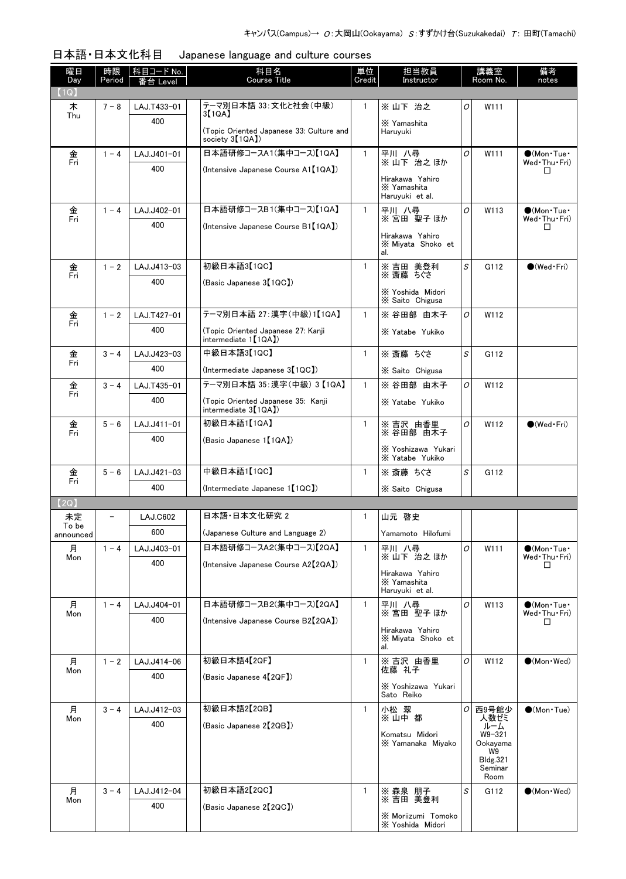キャンパス(Campus)→ *O*：大岡山(Ookayama) *S*：すずかけ台(Suzukakedai) *T*：田町(Tamachi)

## 日本語・日本文化科目　Japanese language and culture courses

| 曜日 Day | 時限 Period | 科目コード No. 番台 Level | 科目名 Course Title | 単位 Credit | 担当教員 Instructor | | 講義室 Room No. | 備考 notes |
|---|---|---|---|---|---|---|---|---|
| 【1Q】 | | | | | | | | |
| 木 Thu | 7－8 | LAJ.T433-01 400 | テーマ別日本語 33：文化と社会（中級）3【1QA】 (Topic Oriented Japanese 33: Culture and society 3【1QA】) | 1 | ※ 山下 治之 ※ Yamashita Haruyuki | O | W111 | |
| 金 Fri | 1－4 | LAJ.J401-01 400 | 日本語研修コースA1(集中コース)【1QA】 (Intensive Japanese Course A1【1QA】) | 1 | 平川 八尋 ※ 山下 治之 ほか Hirakawa Yahiro ※ Yamashita Haruyuki et al. | O | W111 | ●(Mon・Tue・Wed・Thu・Fri) □ |
| 金 Fri | 1－4 | LAJ.J402-01 400 | 日本語研修コースB1(集中コース)【1QA】 (Intensive Japanese Course B1【1QA】) | 1 | 平川 八尋 ※ 宮田 聖子 ほか Hirakawa Yahiro ※ Miyata Shoko et al. | O | W113 | ●(Mon・Tue・Wed・Thu・Fri) □ |
| 金 Fri | 1－2 | LAJ.J413-03 400 | 初級日本語3【1QC】 (Basic Japanese 3【1QC】) | 1 | ※ 吉田 美登利 ※ 斎藤 ちぐさ ※ Yoshida Midori ※ Saito Chigusa | S | G112 | ●(Wed・Fri) |
| 金 Fri | 1－2 | LAJ.T427-01 400 | テーマ別日本語 27：漢字(中級)1【1QA】 (Topic Oriented Japanese 27: Kanji intermediate 1【1QA】) | 1 | ※ 谷田部 由木子 ※ Yatabe Yukiko | O | W112 | |
| 金 Fri | 3－4 | LAJ.J423-03 400 | 中級日本語3【1QC】 (Intermediate Japanese 3【1QC】) | 1 | ※ 斎藤 ちぐさ ※ Saito Chigusa | S | G112 | |
| 金 Fri | 3－4 | LAJ.T435-01 400 | テーマ別日本語 35：漢字（中級） 3 【1QA】 (Topic Oriented Japanese 35: Kanji intermediate 3【1QA】) | 1 | ※ 谷田部 由木子 ※ Yatabe Yukiko | O | W112 | |
| 金 Fri | 5－6 | LAJ.J411-01 400 | 初級日本語1【1QA】 (Basic Japanese 1【1QA】) | 1 | ※ 吉沢 由香里 ※ 谷田部 由木子 ※ Yoshizawa Yukari ※ Yatabe Yukiko | O | W112 | ●(Wed・Fri) |
| 金 Fri | 5－6 | LAJ.J421-03 400 | 中級日本語1【1QC】 (Intermediate Japanese 1【1QC】) | 1 | ※ 斎藤 ちぐさ ※ Saito Chigusa | S | G112 | |
| 【2Q】 | | | | | | | | |
| 未定 To be announced | － | LAJ.C602 600 | 日本語・日本文化研究 2 (Japanese Culture and Language 2) | 1 | 山元 啓史 Yamamoto Hilofumi | | | |
| 月 Mon | 1－4 | LAJ.J403-01 400 | 日本語研修コースA2(集中コース)【2QA】 (Intensive Japanese Course A2【2QA】) | 1 | 平川 八尋 ※ 山下 治之 ほか Hirakawa Yahiro ※ Yamashita Haruyuki et al. | O | W111 | ●(Mon・Tue・Wed・Thu・Fri) □ |
| 月 Mon | 1－4 | LAJ.J404-01 400 | 日本語研修コースB2(集中コース)【2QA】 (Intensive Japanese Course B2【2QA】) | 1 | 平川 八尋 ※ 宮田 聖子 ほか Hirakawa Yahiro ※ Miyata Shoko et al. | O | W113 | ●(Mon・Tue・Wed・Thu・Fri) □ |
| 月 Mon | 1－2 | LAJ.J414-06 400 | 初級日本語4【2QF】 (Basic Japanese 4【2QF】) | 1 | ※ 吉沢 由香里 佐藤 礼子 ※ Yoshizawa Yukari Sato Reiko | O | W112 | ●(Mon・Wed) |
| 月 Mon | 3－4 | LAJ.J412-03 400 | 初級日本語2【2QB】 (Basic Japanese 2【2QB】) | 1 | 小松 翠 ※ 山中 都 Komatsu Midori ※ Yamanaka Miyako | O | 西9号館少人数ゼミルーム W9-321 Ookayama W9 Bldg.321 Seminar Room | ●(Mon・Tue) |
| 月 Mon | 3－4 | LAJ.J412-04 400 | 初級日本語2【2QC】 (Basic Japanese 2【2QC】) | 1 | ※ 森泉 朋子 ※ 吉田 美登利 ※ Moriizumi Tomoko ※ Yoshida Midori | S | G112 | ●(Mon・Wed) |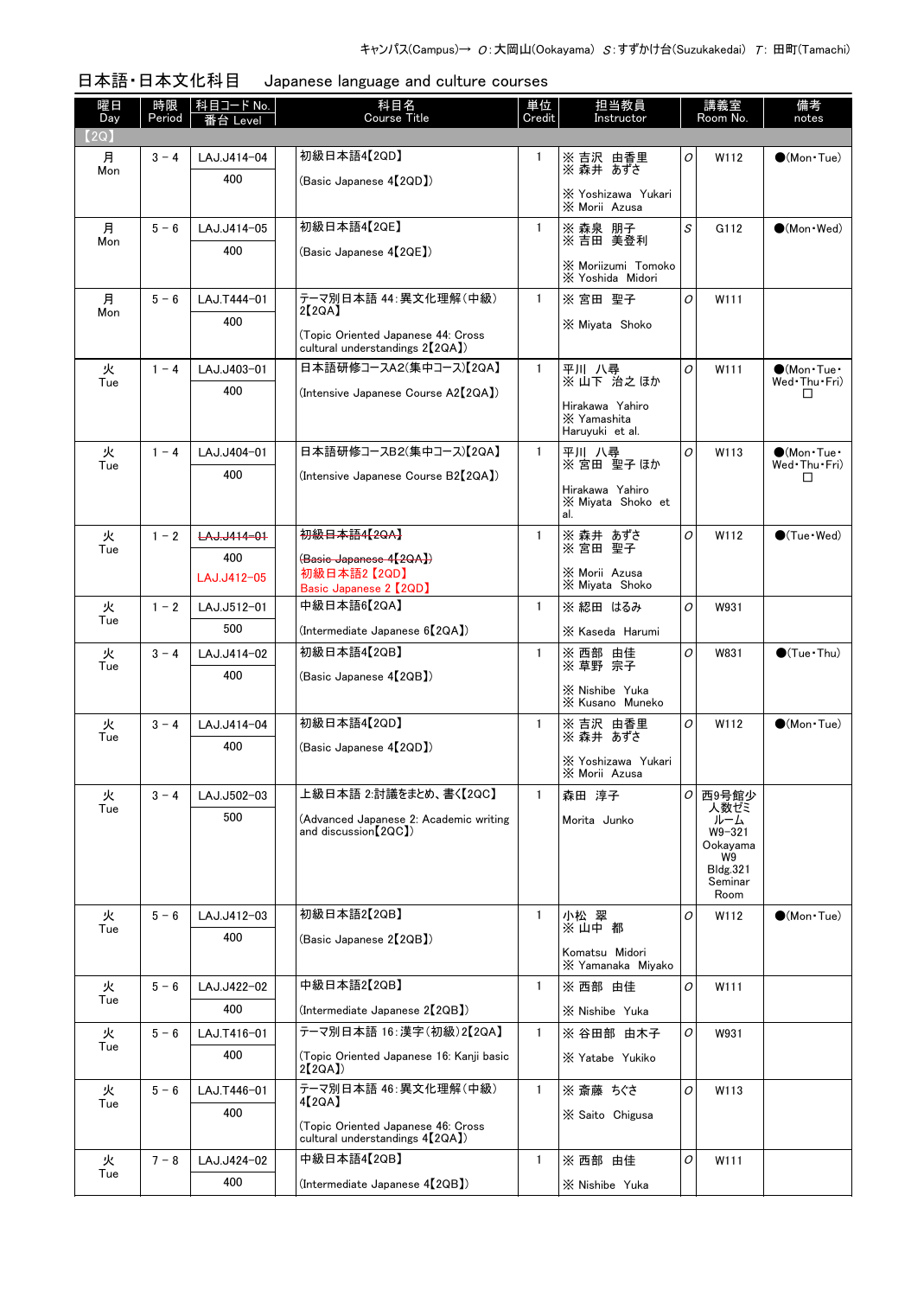キャンパス(Campus)→ O：大岡山(Ookayama) S：すずかけ台(Suzukakedai) T：田町(Tamachi)

## 日本語・日本文化科目　Japanese language and culture courses

| 曜日 Day | 時限 Period | 科目コード No. / 番台 Level | | 科目名 Course Title | 単位 Credit | 担当教員 Instructor | | 講義室 Room No. | 備考 notes |
|---|---|---|---|---|---|---|---|---|---|
| 【2Q】 | | | | | | | | | |
| 月 Mon | 3－4 | LAJ.J414-04 / 400 | | 初級日本語4【2QD】 (Basic Japanese 4【2QD】) | 1 | ※ 吉沢 由香里 ※ 森井 あずさ / ※ Yoshizawa Yukari ※ Morii Azusa | O | W112 | ●(Mon・Tue) |
| 月 Mon | 5－6 | LAJ.J414-05 / 400 | | 初級日本語4【2QE】 (Basic Japanese 4【2QE】) | 1 | ※ 森泉 朋子 ※ 吉田 美登利 / ※ Moriizumi Tomoko ※ Yoshida Midori | S | G112 | ●(Mon・Wed) |
| 月 Mon | 5－6 | LAJ.T444-01 / 400 | | テーマ別日本語 44：異文化理解(中級)2【2QA】 (Topic Oriented Japanese 44: Cross cultural understandings 2【2QA】) | 1 | ※ 宮田 聖子 / ※ Miyata Shoko | O | W111 | |
| 火 Tue | 1－4 | LAJ.J403-01 / 400 | | 日本語研修コースA2(集中コース)【2QA】 (Intensive Japanese Course A2【2QA】) | 1 | 平川 八尋 ※ 山下 治之 ほか / Hirakawa Yahiro ※ Yamashita Haruyuki et al. | O | W111 | ●(Mon・Tue・Wed・Thu・Fri) □ |
| 火 Tue | 1－4 | LAJ.J404-01 / 400 | | 日本語研修コースB2(集中コース)【2QA】 (Intensive Japanese Course B2【2QA】) | 1 | 平川 八尋 ※ 宮田 聖子 ほか / Hirakawa Yahiro ※ Miyata Shoko et al. | O | W113 | ●(Mon・Tue・Wed・Thu・Fri) □ |
| 火 Tue | 1－2 | ~~LAJ.J414-01~~ / 400 / LAJ.J412-05 | | ~~初級日本語4【2QA】~~ ~~(Basic Japanese 4【2QA】)~~ 初級日本語2【2QD】 Basic Japanese 2【2QD】 | 1 | ※ 森井 あずさ ※ 宮田 聖子 / ※ Morii Azusa ※ Miyata Shoko | O | W112 | ●(Tue・Wed) |
| 火 Tue | 1－2 | LAJ.J512-01 / 500 | | 中級日本語6【2QA】 (Intermediate Japanese 6【2QA】) | 1 | ※ 綛田 はるみ / ※ Kaseda Harumi | O | W931 | |
| 火 Tue | 3－4 | LAJ.J414-02 / 400 | | 初級日本語4【2QB】 (Basic Japanese 4【2QB】) | 1 | ※ 西部 由佳 ※ 草野 宗子 / ※ Nishibe Yuka ※ Kusano Muneko | O | W831 | ●(Tue・Thu) |
| 火 Tue | 3－4 | LAJ.J414-04 / 400 | | 初級日本語4【2QD】 (Basic Japanese 4【2QD】) | 1 | ※ 吉沢 由香里 ※ 森井 あずさ / ※ Yoshizawa Yukari ※ Morii Azusa | O | W112 | ●(Mon・Tue) |
| 火 Tue | 3－4 | LAJ.J502-03 / 500 | | 上級日本語 2:討議をまとめ、書く【2QC】 (Advanced Japanese 2: Academic writing and discussion【2QC】) | 1 | 森田 淳子 / Morita Junko | O | 西9号館少人数ゼミルーム W9-321 Ookayama W9 Bldg.321 Seminar Room | |
| 火 Tue | 5－6 | LAJ.J412-03 / 400 | | 初級日本語2【2QB】 (Basic Japanese 2【2QB】) | 1 | 小松 翠 ※ 山中 都 / Komatsu Midori ※ Yamanaka Miyako | O | W112 | ●(Mon・Tue) |
| 火 Tue | 5－6 | LAJ.J422-02 / 400 | | 中級日本語2【2QB】 (Intermediate Japanese 2【2QB】) | 1 | ※ 西部 由佳 / ※ Nishibe Yuka | O | W111 | |
| 火 Tue | 5－6 | LAJ.T416-01 / 400 | | テーマ別日本語 16：漢字(初級)2【2QA】 (Topic Oriented Japanese 16: Kanji basic 2【2QA】) | 1 | ※ 谷田部 由木子 / ※ Yatabe Yukiko | O | W931 | |
| 火 Tue | 5－6 | LAJ.T446-01 / 400 | | テーマ別日本語 46：異文化理解(中級)4【2QA】 (Topic Oriented Japanese 46: Cross cultural understandings 4【2QA】) | 1 | ※ 斎藤 ちぐさ / ※ Saito Chigusa | O | W113 | |
| 火 Tue | 7－8 | LAJ.J424-02 / 400 | | 中級日本語4【2QB】 (Intermediate Japanese 4【2QB】) | 1 | ※ 西部 由佳 / ※ Nishibe Yuka | O | W111 | |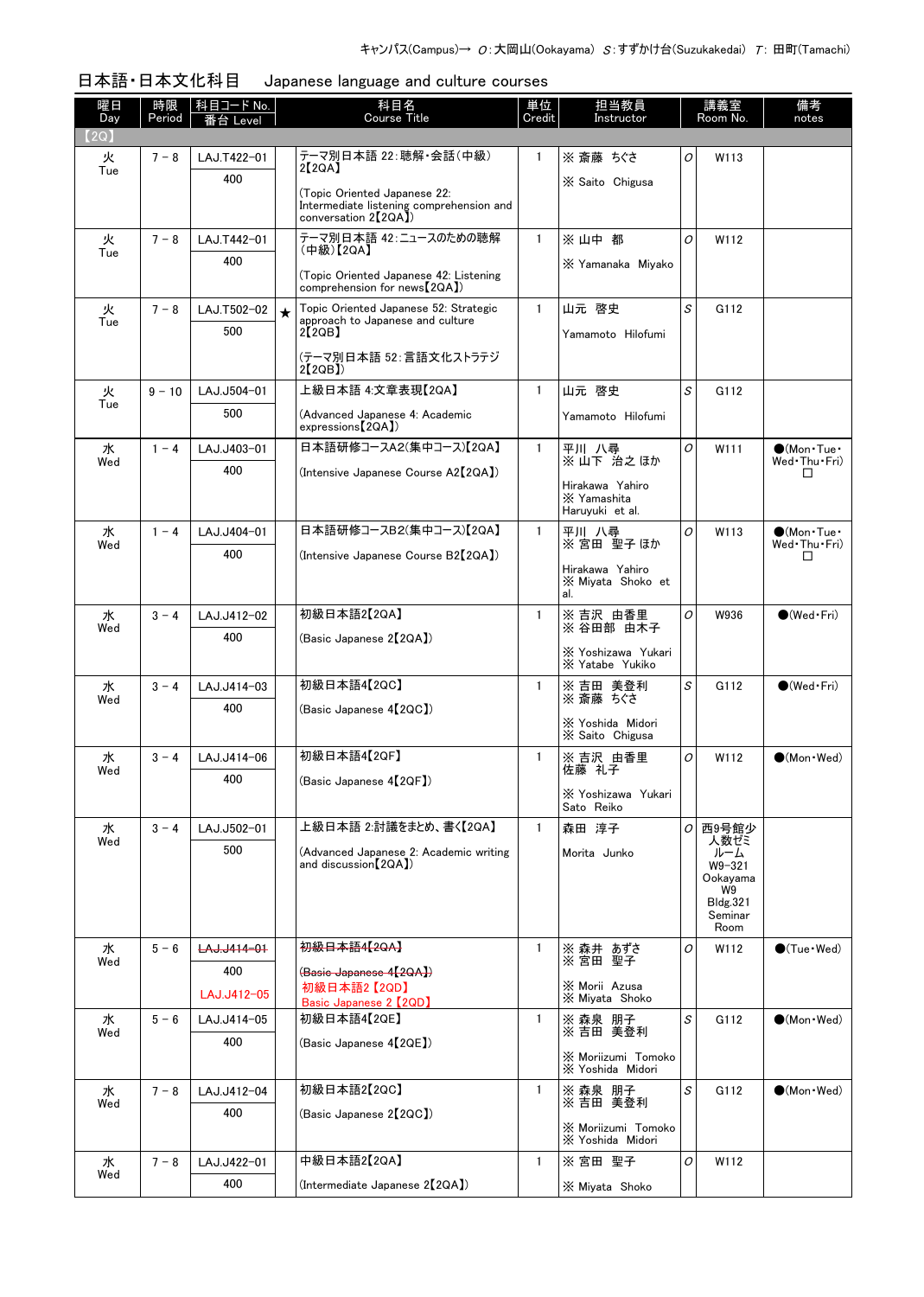キャンパス(Campus)→ O:大岡山(Ookayama) S:すずかけ台(Suzukakedai) T: 田町(Tamachi)

## 日本語・日本文化科目　Japanese language and culture courses

| 曜日 Day | 時限 Period | 科目コード No. 番台 Level | | 科目名 Course Title | 単位 Credit | 担当教員 Instructor | | 講義室 Room No. | 備考 notes |
|---|---|---|---|---|---|---|---|---|---|
| 【2Q】 | | | | | | | | | |
| 火 Tue | 7－8 | LAJ.T422-01 400 | | テーマ別日本語 22：聴解・会話（中級）2【2QA】 (Topic Oriented Japanese 22: Intermediate listening comprehension and conversation 2【2QA】) | 1 | ※ 斎藤　ちぐさ ※ Saito Chigusa | O | W113 | |
| 火 Tue | 7－8 | LAJ.T442-01 400 | | テーマ別日本語 42：ニュースのための聴解（中級）【2QA】 (Topic Oriented Japanese 42: Listening comprehension for news【2QA】) | 1 | ※ 山中　都 ※ Yamanaka Miyako | O | W112 | |
| 火 Tue | 7－8 | LAJ.T502-02 500 | ★ | Topic Oriented Japanese 52: Strategic approach to Japanese and culture 2【2QB】 (テーマ別日本語 52：言語文化ストラテジ2【2QB】) | 1 | 山元　啓史 Yamamoto Hilofumi | S | G112 | |
| 火 Tue | 9－10 | LAJ.J504-01 500 | | 上級日本語 4:文章表現【2QA】 (Advanced Japanese 4: Academic expressions【2QA】) | 1 | 山元　啓史 Yamamoto Hilofumi | S | G112 | |
| 水 Wed | 1－4 | LAJ.J403-01 400 | | 日本語研修コースA2(集中コース)【2QA】 (Intensive Japanese Course A2【2QA】) | 1 | 平川　八尋 ※ 山下　治之 ほか Hirakawa Yahiro ※ Yamashita Haruyuki et al. | O | W111 | ●(Mon・Tue・Wed・Thu・Fri) □ |
| 水 Wed | 1－4 | LAJ.J404-01 400 | | 日本語研修コースB2(集中コース)【2QA】 (Intensive Japanese Course B2【2QA】) | 1 | 平川　八尋 ※ 宮田　聖子 ほか Hirakawa Yahiro ※ Miyata Shoko et al. | O | W113 | ●(Mon・Tue・Wed・Thu・Fri) □ |
| 水 Wed | 3－4 | LAJ.J412-02 400 | | 初級日本語2【2QA】 (Basic Japanese 2【2QA】) | 1 | ※ 吉沢　由香里 ※ 谷田部　由木子 ※ Yoshizawa Yukari ※ Yatabe Yukiko | O | W936 | ●(Wed・Fri) |
| 水 Wed | 3－4 | LAJ.J414-03 400 | | 初級日本語4【2QC】 (Basic Japanese 4【2QC】) | 1 | ※ 吉田　美登利 ※ 斎藤　ちぐさ ※ Yoshida Midori ※ Saito Chigusa | S | G112 | ●(Wed・Fri) |
| 水 Wed | 3－4 | LAJ.J414-06 400 | | 初級日本語4【2QF】 (Basic Japanese 4【2QF】) | 1 | ※ 吉沢　由香里 佐藤　礼子 ※ Yoshizawa Yukari Sato Reiko | O | W112 | ●(Mon・Wed) |
| 水 Wed | 3－4 | LAJ.J502-01 500 | | 上級日本語 2:討議をまとめ、書く【2QA】 (Advanced Japanese 2: Academic writing and discussion【2QA】) | 1 | 森田　淳子 Morita Junko | O | 西9号館少人数ゼミルーム W9-321 Ookayama W9 Bldg.321 Seminar Room | |
| 水 Wed | 5－6 | ~~LAJ.J414-01~~ 400 LAJ.J412-05 | | ~~初級日本語4【2QA】~~ ~~(Basic Japanese 4【2QA】)~~ 初級日本語2【2QD】 Basic Japanese 2【2QD】 | 1 | ※ 森井　あずさ ※ 宮田　聖子 ※ Morii Azusa ※ Miyata Shoko | O | W112 | ●(Tue・Wed) |
| 水 Wed | 5－6 | LAJ.J414-05 400 | | 初級日本語4【2QE】 (Basic Japanese 4【2QE】) | 1 | ※ 森泉　朋子 ※ 吉田　美登利 ※ Moriizumi Tomoko ※ Yoshida Midori | S | G112 | ●(Mon・Wed) |
| 水 Wed | 7－8 | LAJ.J412-04 400 | | 初級日本語2【2QC】 (Basic Japanese 2【2QC】) | 1 | ※ 森泉　朋子 ※ 吉田　美登利 ※ Moriizumi Tomoko ※ Yoshida Midori | S | G112 | ●(Mon・Wed) |
| 水 Wed | 7－8 | LAJ.J422-01 400 | | 中級日本語2【2QA】 (Intermediate Japanese 2【2QA】) | 1 | ※ 宮田　聖子 ※ Miyata Shoko | O | W112 | |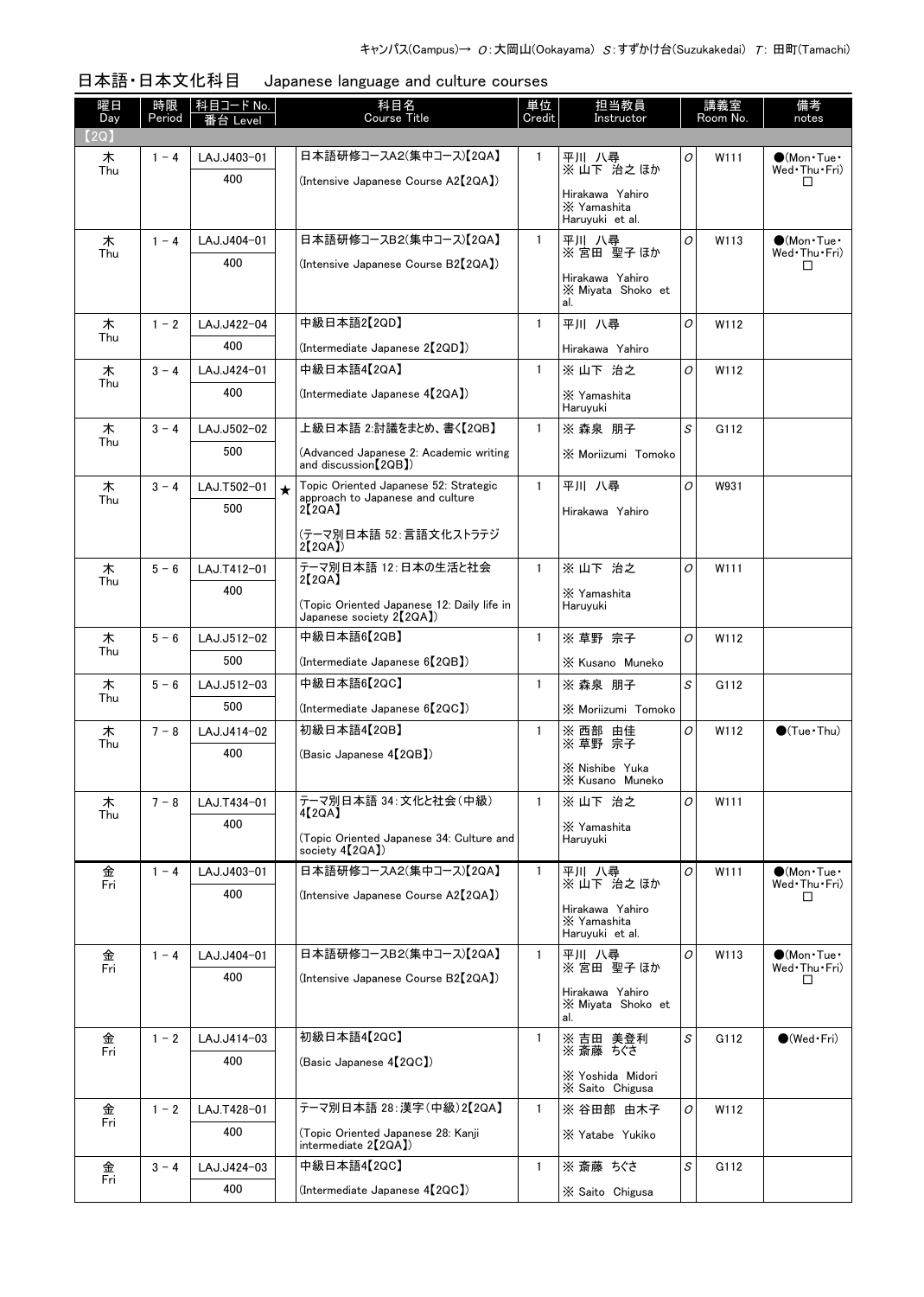キャンパス(Campus)→ *O*：大岡山(Ookayama) *S*：すずかけ台(Suzukakedai) *T*：田町(Tamachi)

## 日本語・日本文化科目　Japanese language and culture courses

| 曜日 Day | 時限 Period | 科目コード No. 番台 Level | | 科目名 Course Title | 単位 Credit | 担当教員 Instructor | | 講義室 Room No. | 備考 notes |
|---|---|---|---|---|---|---|---|---|---|
| 【2Q】 | | | | | | | | | |
| 木 Thu | 1－4 | LAJ.J403-01 400 | | 日本語研修コースA2(集中コース)【2QA】 (Intensive Japanese Course A2【2QA】) | 1 | 平川 八尋 ※ 山下 治之 ほか Hirakawa Yahiro ※ Yamashita Haruyuki et al. | *O* | W111 | ●(Mon・Tue・Wed・Thu・Fri) □ |
| 木 Thu | 1－4 | LAJ.J404-01 400 | | 日本語研修コースB2(集中コース)【2QA】 (Intensive Japanese Course B2【2QA】) | 1 | 平川 八尋 ※ 宮田 聖子 ほか Hirakawa Yahiro ※ Miyata Shoko et al. | *O* | W113 | ●(Mon・Tue・Wed・Thu・Fri) □ |
| 木 Thu | 1－2 | LAJ.J422-04 400 | | 中級日本語2【2QD】 (Intermediate Japanese 2【2QD】) | 1 | 平川 八尋 Hirakawa Yahiro | *O* | W112 | |
| 木 Thu | 3－4 | LAJ.J424-01 400 | | 中級日本語4【2QA】 (Intermediate Japanese 4【2QA】) | 1 | ※ 山下 治之 ※ Yamashita Haruyuki | *O* | W112 | |
| 木 Thu | 3－4 | LAJ.J502-02 500 | | 上級日本語 2:討議をまとめ、書く【2QB】 (Advanced Japanese 2: Academic writing and discussion【2QB】) | 1 | ※ 森泉 朋子 ※ Moriizumi Tomoko | *S* | G112 | |
| 木 Thu | 3－4 | LAJ.T502-01 500 | ★ | Topic Oriented Japanese 52: Strategic approach to Japanese and culture 2【2QA】 (テーマ別日本語 52：言語文化ストラテジ 2【2QA】) | 1 | 平川 八尋 Hirakawa Yahiro | *O* | W931 | |
| 木 Thu | 5－6 | LAJ.T412-01 400 | | テーマ別日本語 12：日本の生活と社会 2【2QA】 (Topic Oriented Japanese 12: Daily life in Japanese society 2【2QA】) | 1 | ※ 山下 治之 ※ Yamashita Haruyuki | *O* | W111 | |
| 木 Thu | 5－6 | LAJ.J512-02 500 | | 中級日本語6【2QB】 (Intermediate Japanese 6【2QB】) | 1 | ※ 草野 宗子 ※ Kusano Muneko | *O* | W112 | |
| 木 Thu | 5－6 | LAJ.J512-03 500 | | 中級日本語6【2QC】 (Intermediate Japanese 6【2QC】) | 1 | ※ 森泉 朋子 ※ Moriizumi Tomoko | *S* | G112 | |
| 木 Thu | 7－8 | LAJ.J414-02 400 | | 初級日本語4【2QB】 (Basic Japanese 4【2QB】) | 1 | ※ 西部 由佳 ※ 草野 宗子 ※ Nishibe Yuka ※ Kusano Muneko | *O* | W112 | ●(Tue・Thu) |
| 木 Thu | 7－8 | LAJ.T434-01 400 | | テーマ別日本語 34：文化と社会(中級) 4【2QA】 (Topic Oriented Japanese 34: Culture and society 4【2QA】) | 1 | ※ 山下 治之 ※ Yamashita Haruyuki | *O* | W111 | |
| 金 Fri | 1－4 | LAJ.J403-01 400 | | 日本語研修コースA2(集中コース)【2QA】 (Intensive Japanese Course A2【2QA】) | 1 | 平川 八尋 ※ 山下 治之 ほか Hirakawa Yahiro ※ Yamashita Haruyuki et al. | *O* | W111 | ●(Mon・Tue・Wed・Thu・Fri) □ |
| 金 Fri | 1－4 | LAJ.J404-01 400 | | 日本語研修コースB2(集中コース)【2QA】 (Intensive Japanese Course B2【2QA】) | 1 | 平川 八尋 ※ 宮田 聖子 ほか Hirakawa Yahiro ※ Miyata Shoko et al. | *O* | W113 | ●(Mon・Tue・Wed・Thu・Fri) □ |
| 金 Fri | 1－2 | LAJ.J414-03 400 | | 初級日本語4【2QC】 (Basic Japanese 4【2QC】) | 1 | ※ 吉田 美登利 ※ 斎藤 ちぐさ ※ Yoshida Midori ※ Saito Chigusa | *S* | G112 | ●(Wed・Fri) |
| 金 Fri | 1－2 | LAJ.T428-01 400 | | テーマ別日本語 28：漢字(中級)2【2QA】 (Topic Oriented Japanese 28: Kanji intermediate 2【2QA】) | 1 | ※ 谷田部 由木子 ※ Yatabe Yukiko | *O* | W112 | |
| 金 Fri | 3－4 | LAJ.J424-03 400 | | 中級日本語4【2QC】 (Intermediate Japanese 4【2QC】) | 1 | ※ 斎藤 ちぐさ ※ Saito Chigusa | *S* | G112 | |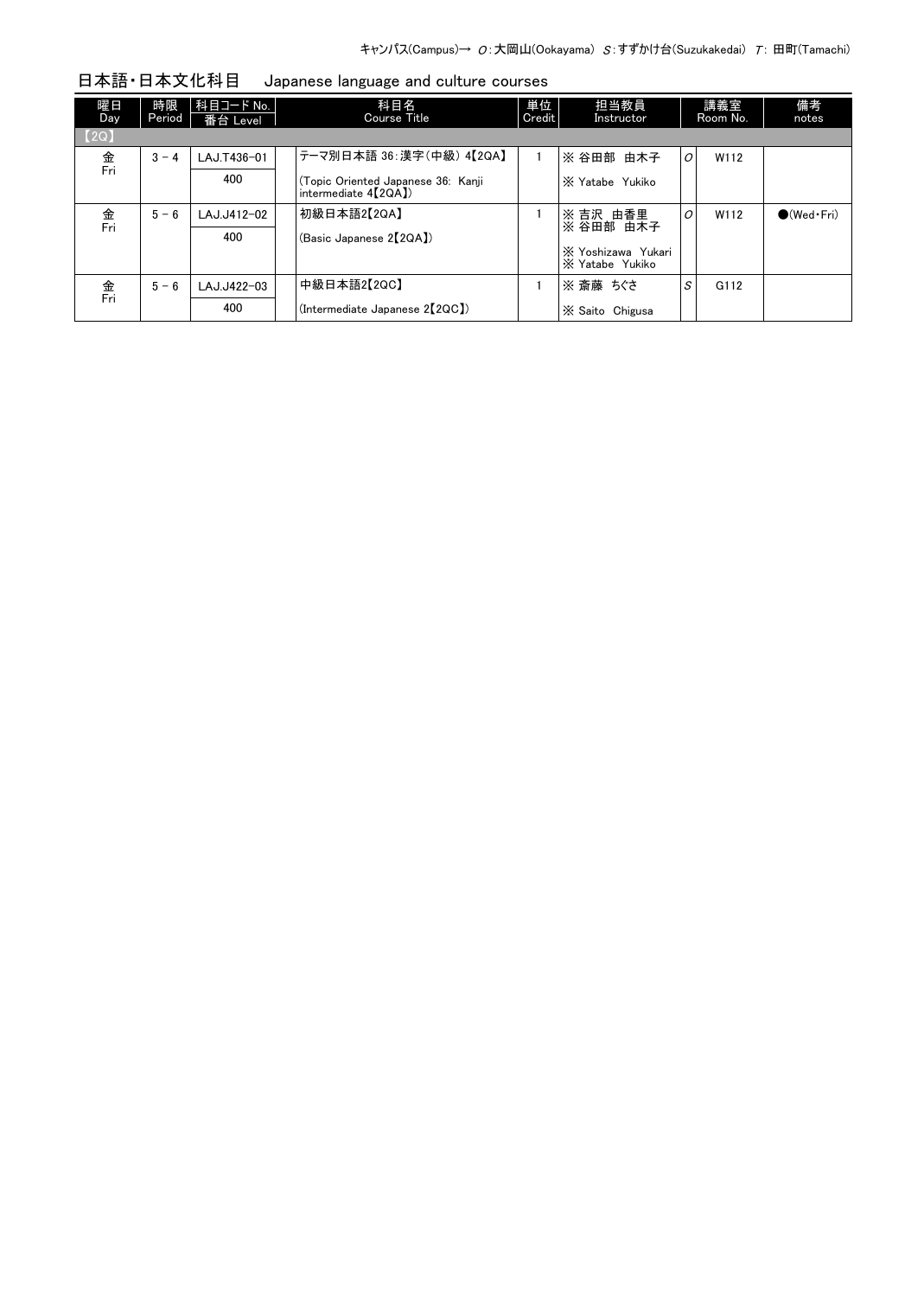キャンパス(Campus)→ O:大岡山(Ookayama) S:すずかけ台(Suzukakedai) T: 田町(Tamachi)

## 日本語・日本文化科目　Japanese language and culture courses

| 曜日 Day | 時限 Period | 科目コード No. 番台 Level | 科目名 Course Title | 単位 Credit | 担当教員 Instructor | | 講義室 Room No. | 備考 notes |
|---|---|---|---|---|---|---|---|---|
| 【2Q】 | | | | | | | | |
| 金 Fri | 3 - 4 | LAJ.T436-01 400 | テーマ別日本語 36:漢字(中級) 4【2QA】 (Topic Oriented Japanese 36: Kanji intermediate 4【2QA】) | 1 | ※ 谷田部 由木子 ※ Yatabe Yukiko | O | W112 | |
| 金 Fri | 5 - 6 | LAJ.J412-02 400 | 初級日本語2【2QA】 (Basic Japanese 2【2QA】) | 1 | ※ 吉沢 由香里 ※ 谷田部 由木子 ※ Yoshizawa Yukari ※ Yatabe Yukiko | O | W112 | ●(Wed・Fri) |
| 金 Fri | 5 - 6 | LAJ.J422-03 400 | 中級日本語2【2QC】 (Intermediate Japanese 2【2QC】) | 1 | ※ 斎藤 ちぐさ ※ Saito Chigusa | S | G112 | |